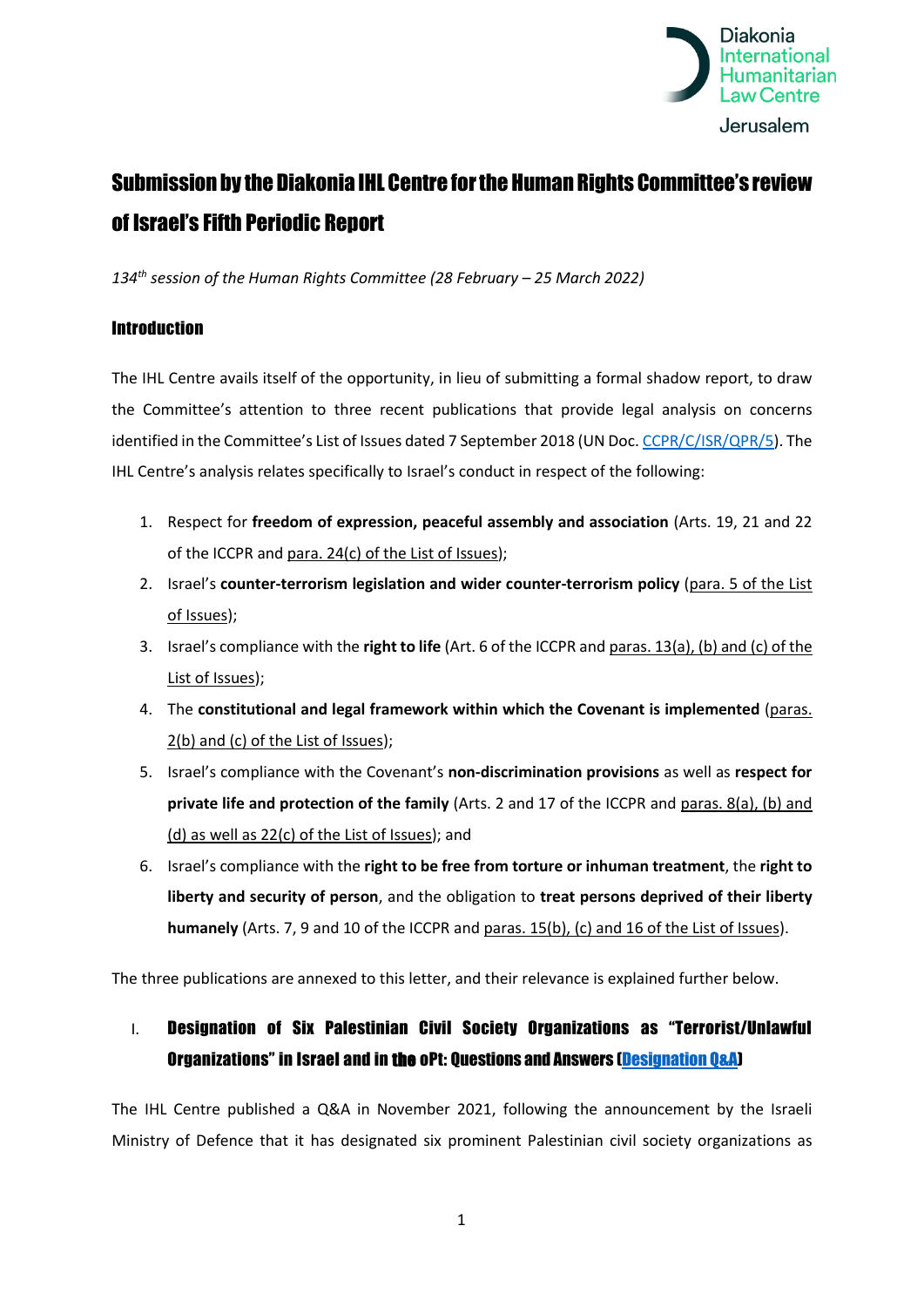Diakonia International Humanitarian Law Centre
Jerusalem

# Submission by the Diakonia IHL Centre for the Human Rights Committee's review of Israel's Fifth Periodic Report

*134th session of the Human Rights Committee (28 February – 25 March 2022)*

## Introduction

The IHL Centre avails itself of the opportunity, in lieu of submitting a formal shadow report, to draw the Committee's attention to three recent publications that provide legal analysis on concerns identified in the Committee's List of Issues dated 7 September 2018 (UN Doc. CCPR/C/ISR/QPR/5). The IHL Centre's analysis relates specifically to Israel's conduct in respect of the following:

1. Respect for **freedom of expression, peaceful assembly and association** (Arts. 19, 21 and 22 of the ICCPR and para. 24(c) of the List of Issues);
2. Israel's **counter-terrorism legislation and wider counter-terrorism policy** (para. 5 of the List of Issues);
3. Israel's compliance with the **right to life** (Art. 6 of the ICCPR and paras. 13(a), (b) and (c) of the List of Issues);
4. The **constitutional and legal framework within which the Covenant is implemented** (paras. 2(b) and (c) of the List of Issues);
5. Israel's compliance with the Covenant's **non-discrimination provisions** as well as **respect for private life and protection of the family** (Arts. 2 and 17 of the ICCPR and paras. 8(a), (b) and (d) as well as 22(c) of the List of Issues); and
6. Israel's compliance with the **right to be free from torture or inhuman treatment**, the **right to liberty and security of person**, and the obligation to **treat persons deprived of their liberty humanely** (Arts. 7, 9 and 10 of the ICCPR and paras. 15(b), (c) and 16 of the List of Issues).

The three publications are annexed to this letter, and their relevance is explained further below.

## I. Designation of Six Palestinian Civil Society Organizations as "Terrorist/Unlawful Organizations" in Israel and in the oPt: Questions and Answers (Designation Q&A)

The IHL Centre published a Q&A in November 2021, following the announcement by the Israeli Ministry of Defence that it has designated six prominent Palestinian civil society organizations as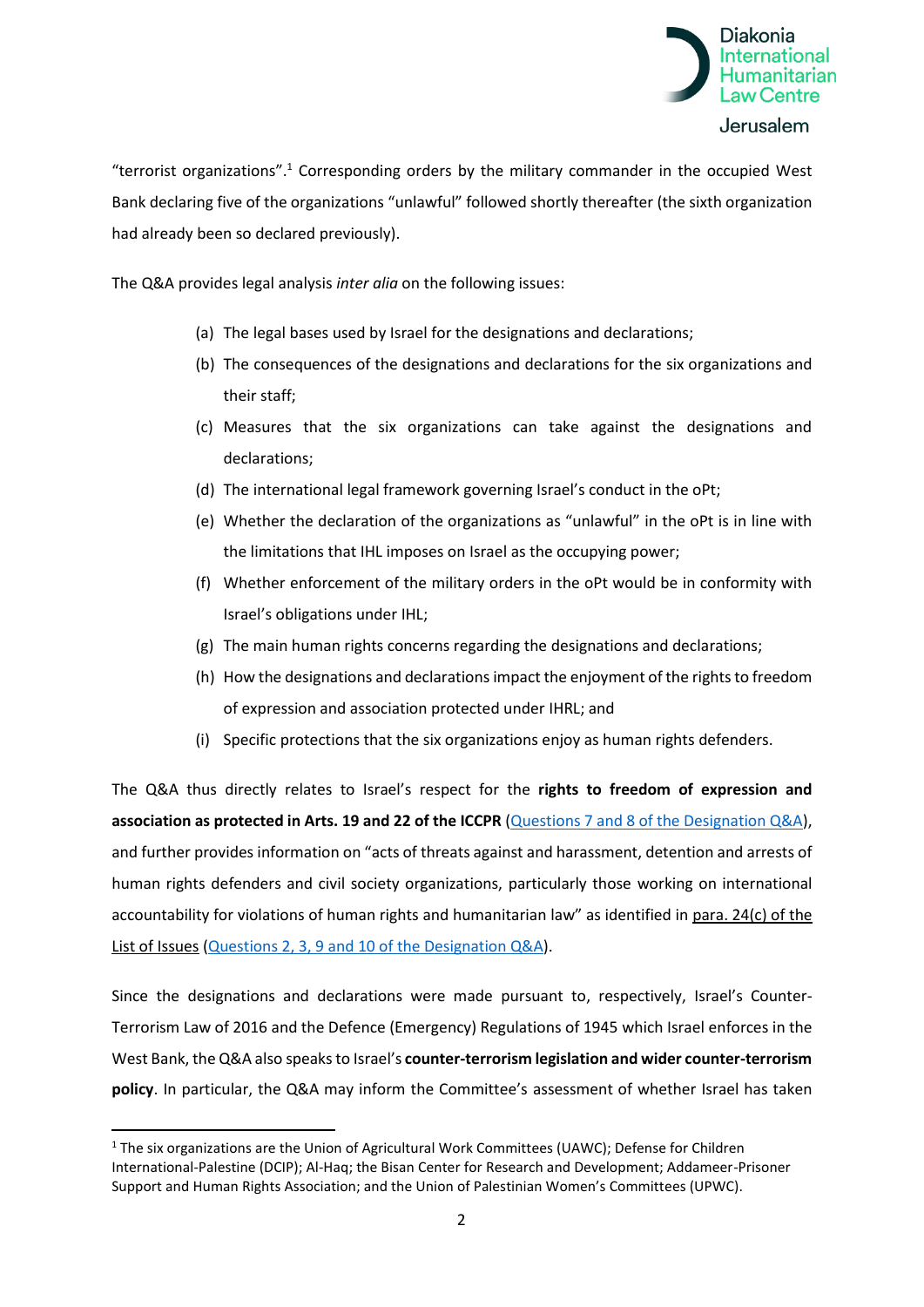"terrorist organizations".[1] Corresponding orders by the military commander in the occupied West Bank declaring five of the organizations "unlawful" followed shortly thereafter (the sixth organization had already been so declared previously).

The Q&A provides legal analysis *inter alia* on the following issues:

(a) The legal bases used by Israel for the designations and declarations;

(b) The consequences of the designations and declarations for the six organizations and their staff;

(c) Measures that the six organizations can take against the designations and declarations;

(d) The international legal framework governing Israel's conduct in the oPt;

(e) Whether the declaration of the organizations as "unlawful" in the oPt is in line with the limitations that IHL imposes on Israel as the occupying power;

(f) Whether enforcement of the military orders in the oPt would be in conformity with Israel's obligations under IHL;

(g) The main human rights concerns regarding the designations and declarations;

(h) How the designations and declarations impact the enjoyment of the rights to freedom of expression and association protected under IHRL; and

(i) Specific protections that the six organizations enjoy as human rights defenders.

The Q&A thus directly relates to Israel's respect for the **rights to freedom of expression and association as protected in Arts. 19 and 22 of the ICCPR** (Questions 7 and 8 of the Designation Q&A), and further provides information on "acts of threats against and harassment, detention and arrests of human rights defenders and civil society organizations, particularly those working on international accountability for violations of human rights and humanitarian law" as identified in para. 24(c) of the List of Issues (Questions 2, 3, 9 and 10 of the Designation Q&A).

Since the designations and declarations were made pursuant to, respectively, Israel's Counter-Terrorism Law of 2016 and the Defence (Emergency) Regulations of 1945 which Israel enforces in the West Bank, the Q&A also speaks to Israel's **counter-terrorism legislation and wider counter-terrorism policy**. In particular, the Q&A may inform the Committee's assessment of whether Israel has taken

[1] The six organizations are the Union of Agricultural Work Committees (UAWC); Defense for Children International-Palestine (DCIP); Al-Haq; the Bisan Center for Research and Development; Addameer-Prisoner Support and Human Rights Association; and the Union of Palestinian Women's Committees (UPWC).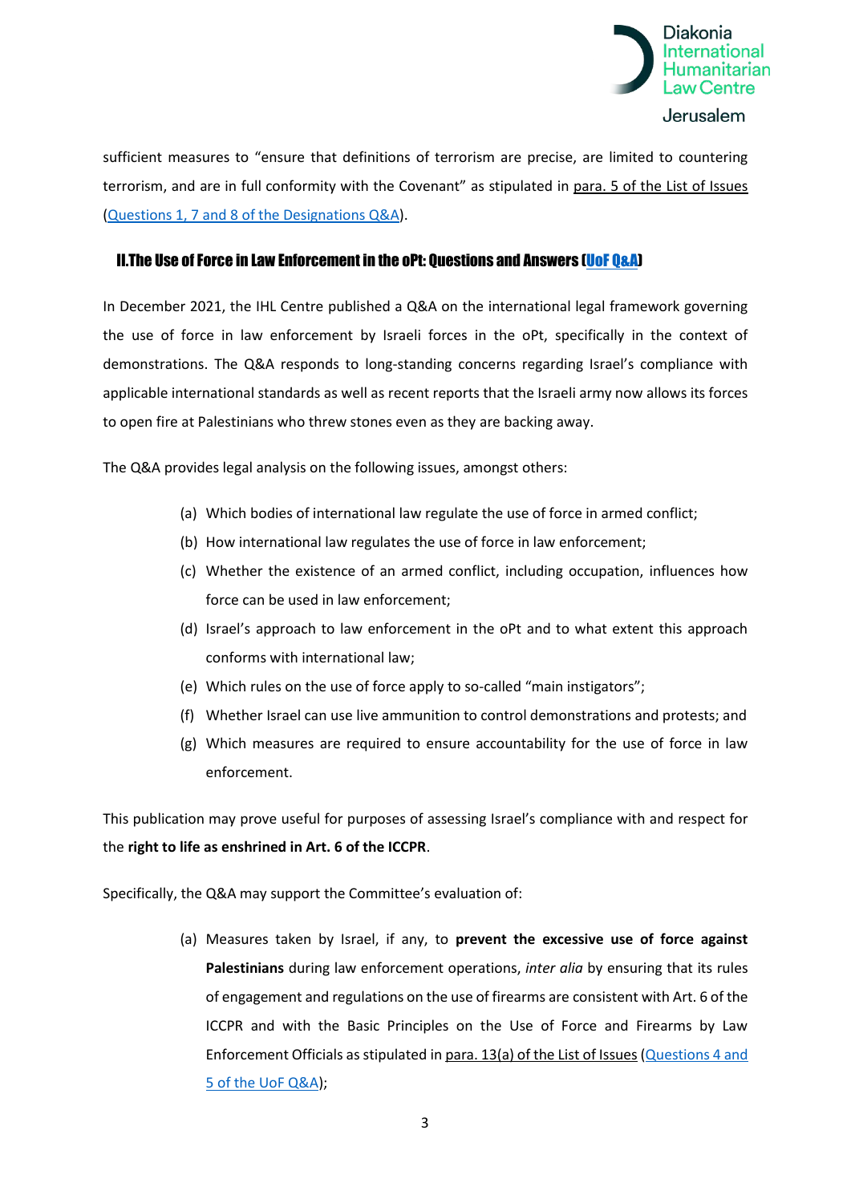sufficient measures to "ensure that definitions of terrorism are precise, are limited to countering terrorism, and are in full conformity with the Covenant" as stipulated in para. 5 of the List of Issues (Questions 1, 7 and 8 of the Designations Q&A).

## II. The Use of Force in Law Enforcement in the oPt: Questions and Answers (UoF Q&A)

In December 2021, the IHL Centre published a Q&A on the international legal framework governing the use of force in law enforcement by Israeli forces in the oPt, specifically in the context of demonstrations. The Q&A responds to long-standing concerns regarding Israel's compliance with applicable international standards as well as recent reports that the Israeli army now allows its forces to open fire at Palestinians who threw stones even as they are backing away.

The Q&A provides legal analysis on the following issues, amongst others:

(a) Which bodies of international law regulate the use of force in armed conflict;
(b) How international law regulates the use of force in law enforcement;
(c) Whether the existence of an armed conflict, including occupation, influences how force can be used in law enforcement;
(d) Israel's approach to law enforcement in the oPt and to what extent this approach conforms with international law;
(e) Which rules on the use of force apply to so-called "main instigators";
(f) Whether Israel can use live ammunition to control demonstrations and protests; and
(g) Which measures are required to ensure accountability for the use of force in law enforcement.

This publication may prove useful for purposes of assessing Israel's compliance with and respect for the **right to life as enshrined in Art. 6 of the ICCPR**.

Specifically, the Q&A may support the Committee's evaluation of:

(a) Measures taken by Israel, if any, to **prevent the excessive use of force against Palestinians** during law enforcement operations, *inter alia* by ensuring that its rules of engagement and regulations on the use of firearms are consistent with Art. 6 of the ICCPR and with the Basic Principles on the Use of Force and Firearms by Law Enforcement Officials as stipulated in para. 13(a) of the List of Issues (Questions 4 and 5 of the UoF Q&A);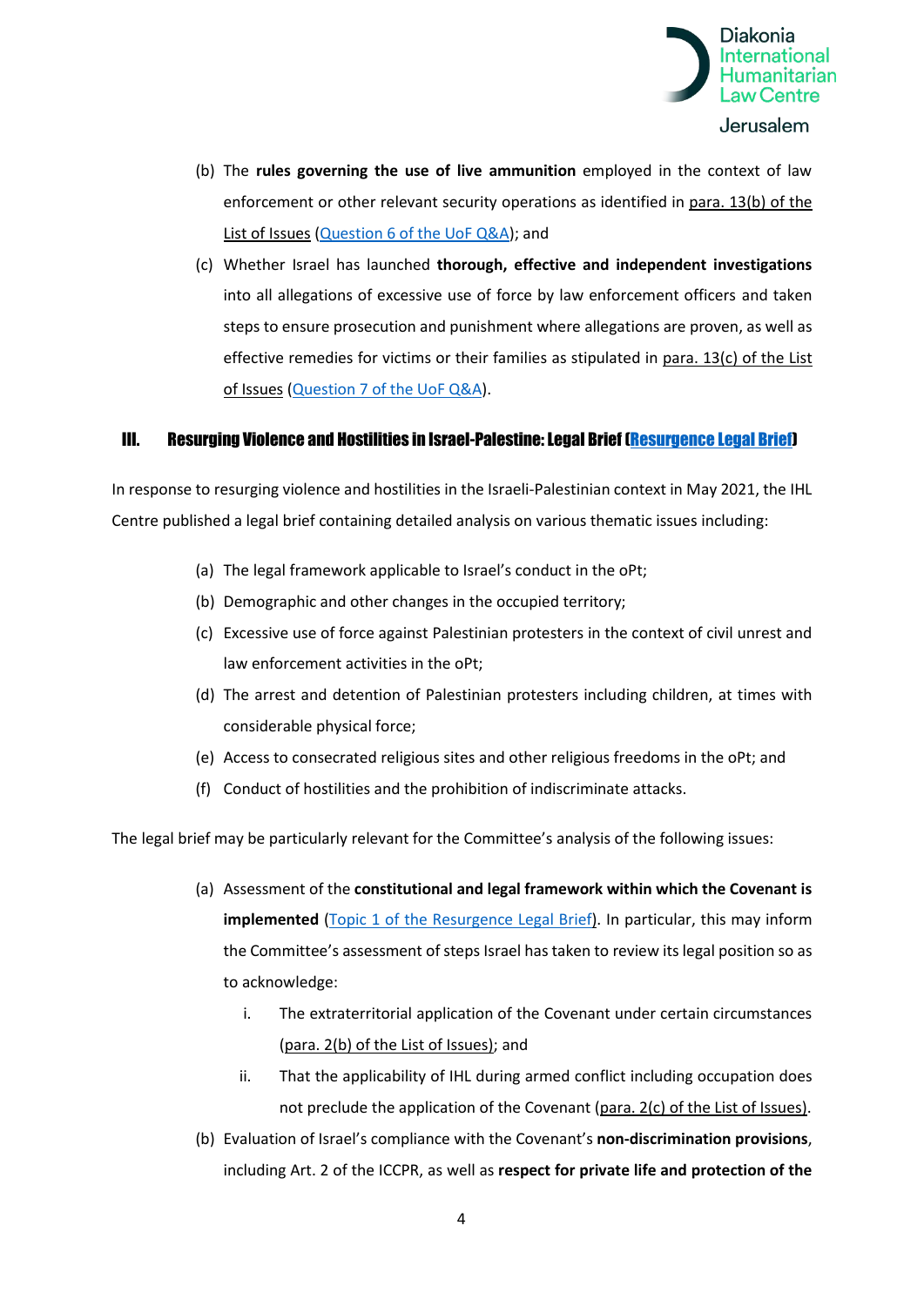(b) The **rules governing the use of live ammunition** employed in the context of law enforcement or other relevant security operations as identified in para. 13(b) of the List of Issues (Question 6 of the UoF Q&A); and

(c) Whether Israel has launched **thorough, effective and independent investigations** into all allegations of excessive use of force by law enforcement officers and taken steps to ensure prosecution and punishment where allegations are proven, as well as effective remedies for victims or their families as stipulated in para. 13(c) of the List of Issues (Question 7 of the UoF Q&A).

## III. Resurging Violence and Hostilities in Israel-Palestine: Legal Brief (Resurgence Legal Brief)

In response to resurging violence and hostilities in the Israeli-Palestinian context in May 2021, the IHL Centre published a legal brief containing detailed analysis on various thematic issues including:

(a) The legal framework applicable to Israel's conduct in the oPt;

(b) Demographic and other changes in the occupied territory;

(c) Excessive use of force against Palestinian protesters in the context of civil unrest and law enforcement activities in the oPt;

(d) The arrest and detention of Palestinian protesters including children, at times with considerable physical force;

(e) Access to consecrated religious sites and other religious freedoms in the oPt; and

(f) Conduct of hostilities and the prohibition of indiscriminate attacks.

The legal brief may be particularly relevant for the Committee's analysis of the following issues:

(a) Assessment of the **constitutional and legal framework within which the Covenant is implemented** (Topic 1 of the Resurgence Legal Brief). In particular, this may inform the Committee's assessment of steps Israel has taken to review its legal position so as to acknowledge:

   i. The extraterritorial application of the Covenant under certain circumstances (para. 2(b) of the List of Issues); and

   ii. That the applicability of IHL during armed conflict including occupation does not preclude the application of the Covenant (para. 2(c) of the List of Issues).

(b) Evaluation of Israel's compliance with the Covenant's **non-discrimination provisions**, including Art. 2 of the ICCPR, as well as **respect for private life and protection of the**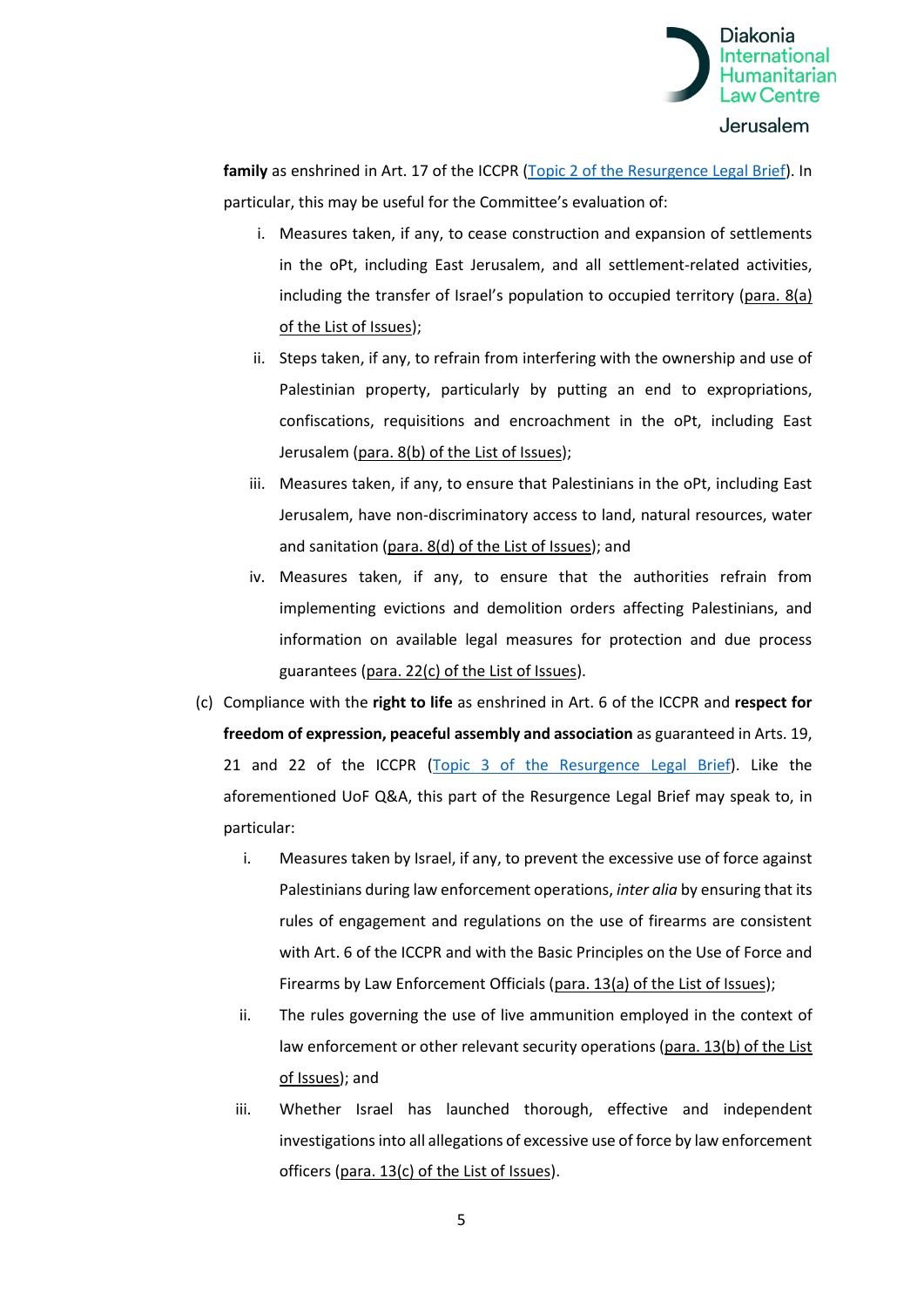**family** as enshrined in Art. 17 of the ICCPR (Topic 2 of the Resurgence Legal Brief). In particular, this may be useful for the Committee's evaluation of:

i. Measures taken, if any, to cease construction and expansion of settlements in the oPt, including East Jerusalem, and all settlement-related activities, including the transfer of Israel's population to occupied territory (para. 8(a) of the List of Issues);

ii. Steps taken, if any, to refrain from interfering with the ownership and use of Palestinian property, particularly by putting an end to expropriations, confiscations, requisitions and encroachment in the oPt, including East Jerusalem (para. 8(b) of the List of Issues);

iii. Measures taken, if any, to ensure that Palestinians in the oPt, including East Jerusalem, have non-discriminatory access to land, natural resources, water and sanitation (para. 8(d) of the List of Issues); and

iv. Measures taken, if any, to ensure that the authorities refrain from implementing evictions and demolition orders affecting Palestinians, and information on available legal measures for protection and due process guarantees (para. 22(c) of the List of Issues).

(c) Compliance with the **right to life** as enshrined in Art. 6 of the ICCPR and **respect for freedom of expression, peaceful assembly and association** as guaranteed in Arts. 19, 21 and 22 of the ICCPR (Topic 3 of the Resurgence Legal Brief). Like the aforementioned UoF Q&A, this part of the Resurgence Legal Brief may speak to, in particular:

i. Measures taken by Israel, if any, to prevent the excessive use of force against Palestinians during law enforcement operations, *inter alia* by ensuring that its rules of engagement and regulations on the use of firearms are consistent with Art. 6 of the ICCPR and with the Basic Principles on the Use of Force and Firearms by Law Enforcement Officials (para. 13(a) of the List of Issues);

ii. The rules governing the use of live ammunition employed in the context of law enforcement or other relevant security operations (para. 13(b) of the List of Issues); and

iii. Whether Israel has launched thorough, effective and independent investigations into all allegations of excessive use of force by law enforcement officers (para. 13(c) of the List of Issues).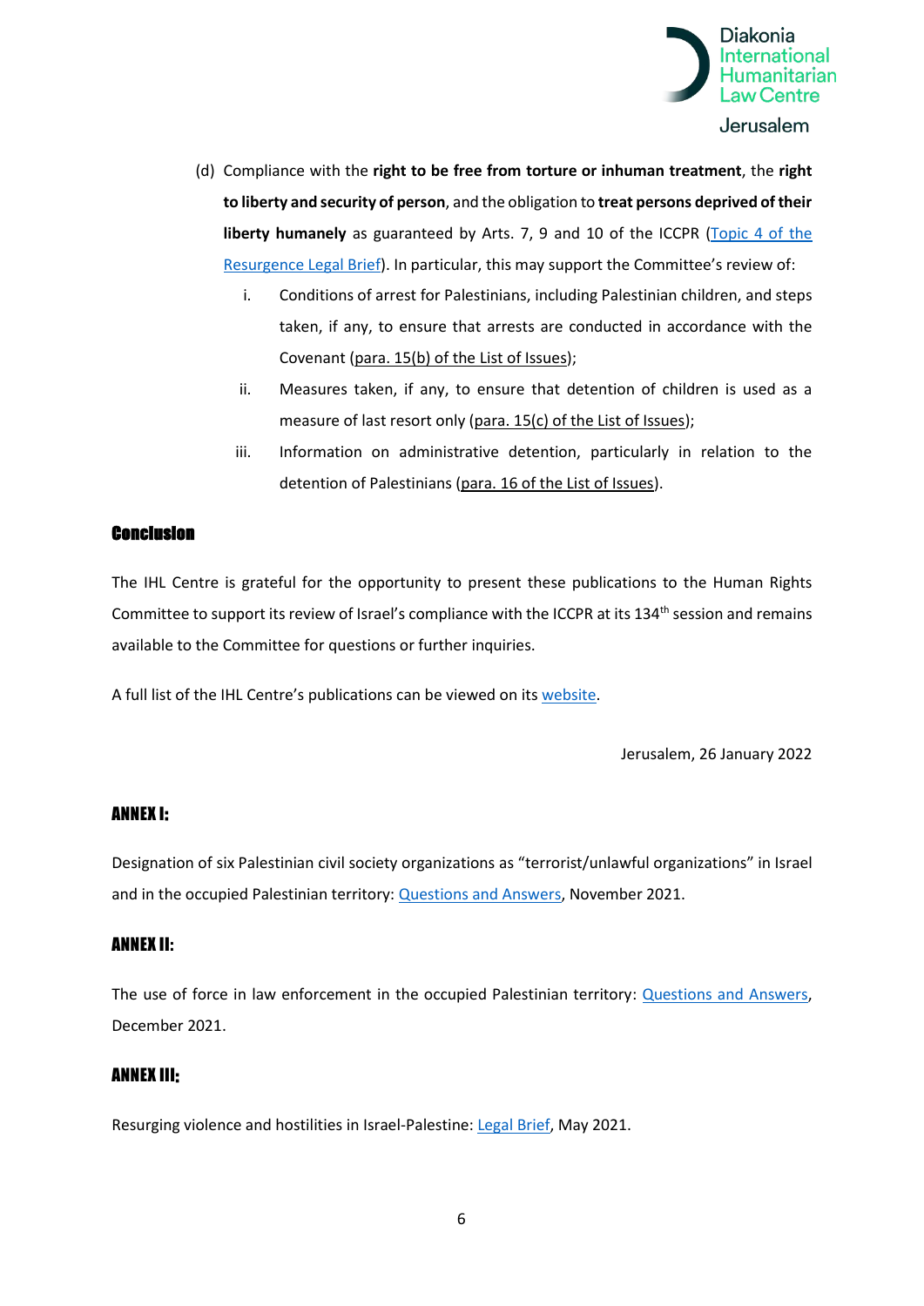(d) Compliance with the **right to be free from torture or inhuman treatment**, the **right to liberty and security of person**, and the obligation to **treat persons deprived of their liberty humanely** as guaranteed by Arts. 7, 9 and 10 of the ICCPR (Topic 4 of the Resurgence Legal Brief). In particular, this may support the Committee's review of:

   i. Conditions of arrest for Palestinians, including Palestinian children, and steps taken, if any, to ensure that arrests are conducted in accordance with the Covenant (para. 15(b) of the List of Issues);

   ii. Measures taken, if any, to ensure that detention of children is used as a measure of last resort only (para. 15(c) of the List of Issues);

   iii. Information on administrative detention, particularly in relation to the detention of Palestinians (para. 16 of the List of Issues).

## Conclusion

The IHL Centre is grateful for the opportunity to present these publications to the Human Rights Committee to support its review of Israel's compliance with the ICCPR at its 134th session and remains available to the Committee for questions or further inquiries.

A full list of the IHL Centre's publications can be viewed on its website.

Jerusalem, 26 January 2022

## ANNEX I:

Designation of six Palestinian civil society organizations as "terrorist/unlawful organizations" in Israel and in the occupied Palestinian territory: Questions and Answers, November 2021.

## ANNEX II:

The use of force in law enforcement in the occupied Palestinian territory: Questions and Answers, December 2021.

## ANNEX III:

Resurging violence and hostilities in Israel-Palestine: Legal Brief, May 2021.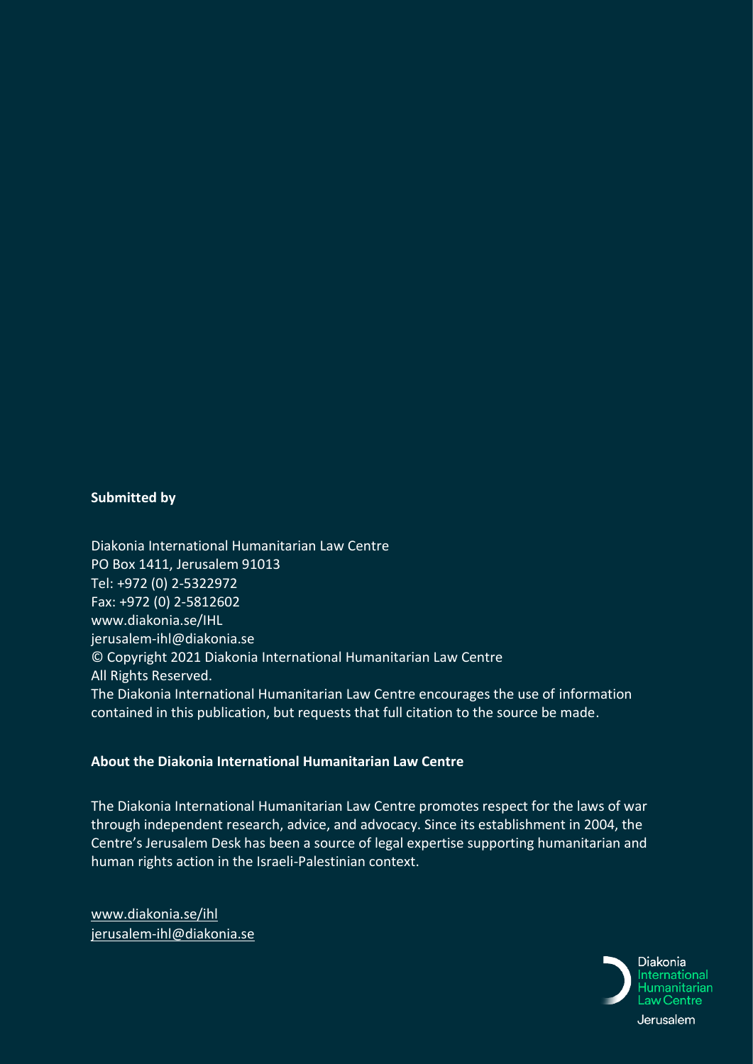**Submitted by**

Diakonia International Humanitarian Law Centre
PO Box 1411, Jerusalem 91013
Tel: +972 (0) 2-5322972
Fax: +972 (0) 2-5812602
www.diakonia.se/IHL
jerusalem-ihl@diakonia.se
© Copyright 2021 Diakonia International Humanitarian Law Centre
All Rights Reserved.
The Diakonia International Humanitarian Law Centre encourages the use of information contained in this publication, but requests that full citation to the source be made.

**About the Diakonia International Humanitarian Law Centre**

The Diakonia International Humanitarian Law Centre promotes respect for the laws of war through independent research, advice, and advocacy. Since its establishment in 2004, the Centre's Jerusalem Desk has been a source of legal expertise supporting humanitarian and human rights action in the Israeli-Palestinian context.

www.diakonia.se/ihl
jerusalem-ihl@diakonia.se

Diakonia
International
Humanitarian
Law Centre
Jerusalem